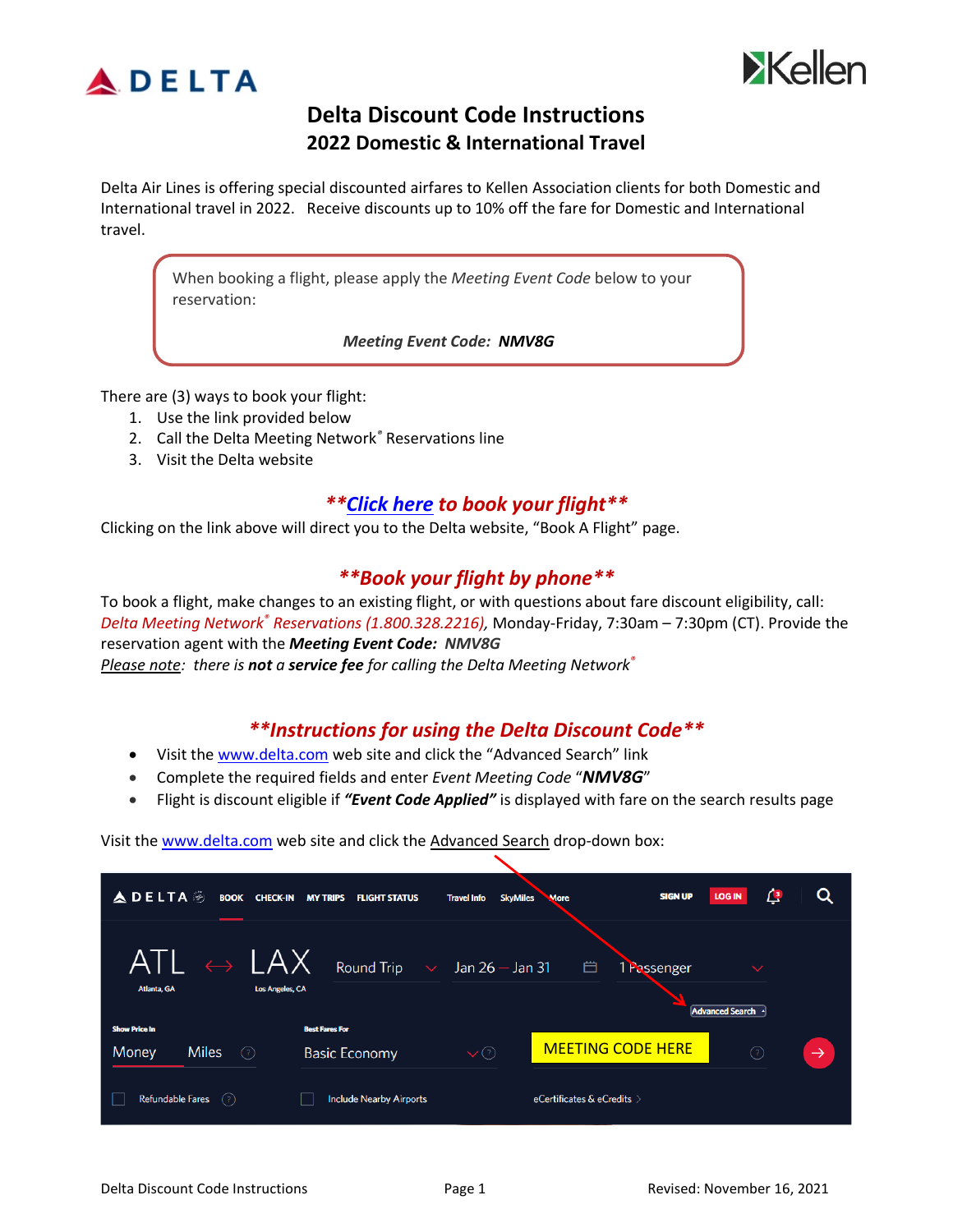# Delta Discount Code Instructions
## 2022 Domestic & International Travel

Delta Air Lines is offering special discounted airfares to Kellen Association clients for both Domestic and International travel in 2022. Receive discounts up to 10% off the fare for Domestic and International travel.

> When booking a flight, please apply the *Meeting Event Code* below to your reservation:
>
> ***Meeting Event Code: NMV8G***

There are (3) ways to book your flight:

1. Use the link provided below
2. Call the Delta Meeting Network® Reservations line
3. Visit the Delta website

### ***\*\*Click here to book your flight\*\****

Clicking on the link above will direct you to the Delta website, "Book A Flight" page.

### ***\*\*Book your flight by phone\*\****

To book a flight, make changes to an existing flight, or with questions about fare discount eligibility, call: *Delta Meeting Network® Reservations (1.800.328.2216),* Monday-Friday, 7:30am – 7:30pm (CT). Provide the reservation agent with the ***Meeting Event Code:*** *NMV8G*

*Please note: there is **not** a **service fee** for calling the Delta Meeting Network®*

### ***\*\*Instructions for using the Delta Discount Code\*\****

- Visit the www.delta.com web site and click the "Advanced Search" link
- Complete the required fields and enter *Event Meeting Code* "***NMV8G***"
- Flight is discount eligible if ***"Event Code Applied"*** is displayed with fare on the search results page

Visit the www.delta.com web site and click the Advanced Search drop-down box:

DELTA | BOOK | CHECK-IN | MY TRIPS | FLIGHT STATUS | Travel Info | SkyMiles | More | SIGN UP | LOG IN

ATL Atlanta, GA ⟷ LAX Los Angeles, CA | Round Trip | Jan 26 — Jan 31 | 1 Passenger

Advanced Search

Show Price In: Money | Miles

Best Fares For: Basic Economy

MEETING CODE HERE

Refundable Fares | Include Nearby Airports | eCertificates & eCredits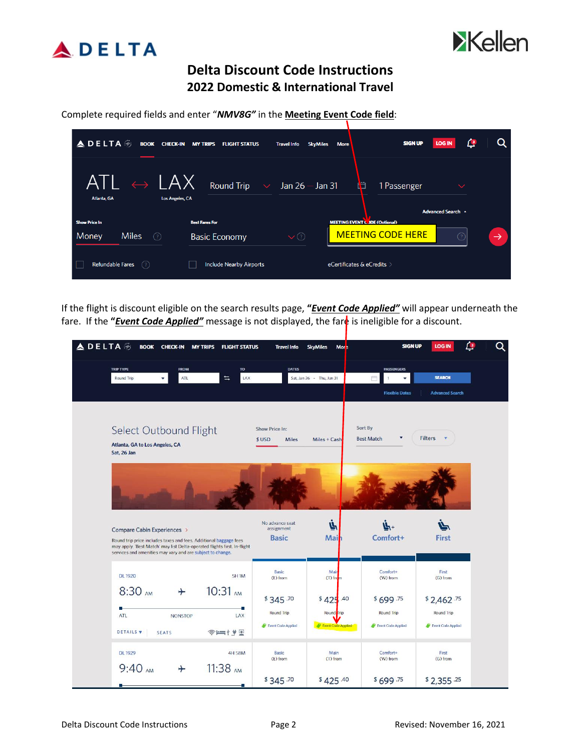# Delta Discount Code Instructions
## 2022 Domestic & International Travel

Complete required fields and enter "***NMV8G***" in the **Meeting Event Code field**:

If the flight is discount eligible on the search results page, ***"Event Code Applied"*** will appear underneath the fare. If the ***"Event Code Applied"*** message is not displayed, the fare is ineligible for a discount.